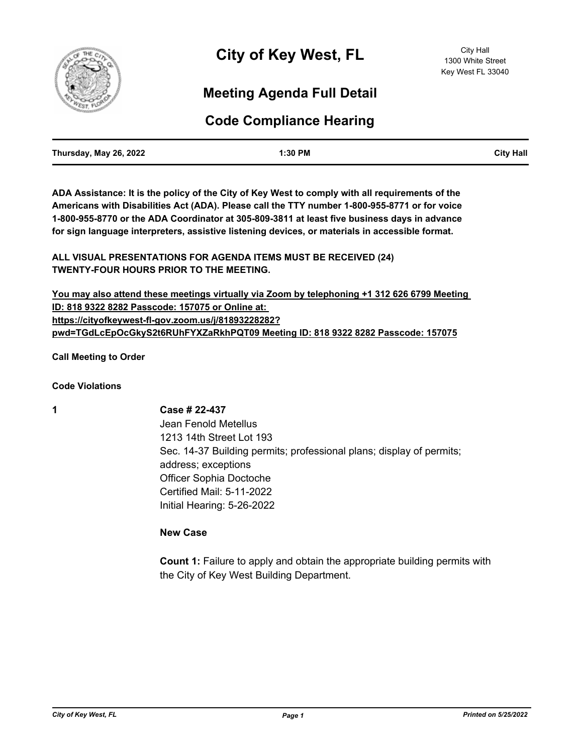# City of Key West, FL

City Hall
1300 White Street
Key West FL 33040

## Meeting Agenda Full Detail

## Code Compliance Hearing

| Thursday, May 26, 2022 | 1:30 PM | City Hall |
|---|---|---|

**ADA Assistance: It is the policy of the City of Key West to comply with all requirements of the Americans with Disabilities Act (ADA). Please call the TTY number 1-800-955-8771 or for voice 1-800-955-8770 or the ADA Coordinator at 305-809-3811 at least five business days in advance for sign language interpreters, assistive listening devices, or materials in accessible format.**

**ALL VISUAL PRESENTATIONS FOR AGENDA ITEMS MUST BE RECEIVED (24) TWENTY-FOUR HOURS PRIOR TO THE MEETING.**

**You may also attend these meetings virtually via Zoom by telephoning +1 312 626 6799 Meeting ID: 818 9322 8282 Passcode: 157075 or Online at: https://cityofkeywest-fl-gov.zoom.us/j/81893228282?pwd=TGdLcEpOcGkyS2t6RUhFYXZaRkhPQT09 Meeting ID: 818 9322 8282 Passcode: 157075**

**Call Meeting to Order**

**Code Violations**

**1** **Case # 22-437**

Jean Fenold Metellus
1213 14th Street Lot 193
Sec. 14-37 Building permits; professional plans; display of permits; address; exceptions
Officer Sophia Doctoche
Certified Mail: 5-11-2022
Initial Hearing: 5-26-2022

**New Case**

**Count 1:** Failure to apply and obtain the appropriate building permits with the City of Key West Building Department.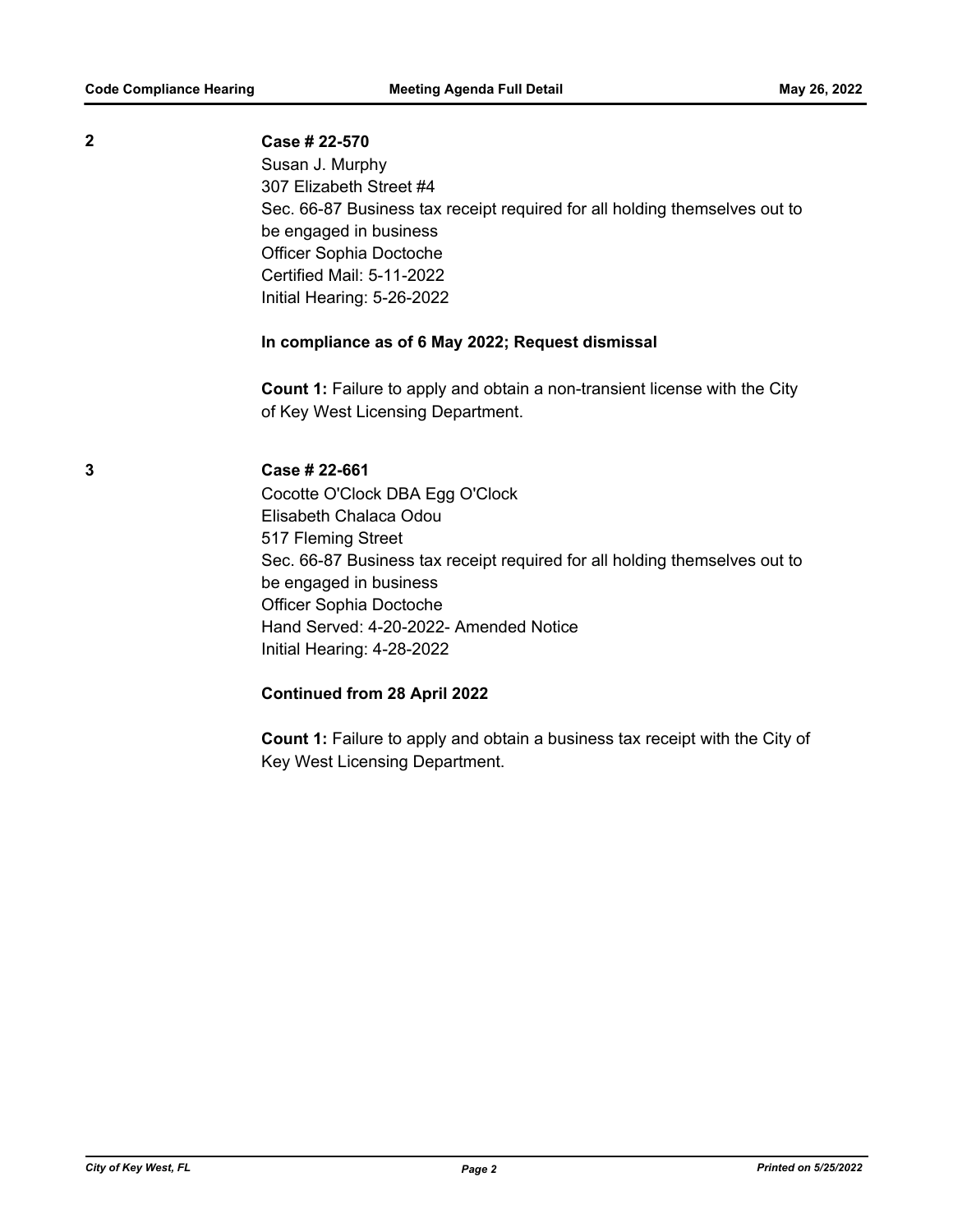**2**

**Case # 22-570**

Susan J. Murphy
307 Elizabeth Street #4
Sec. 66-87 Business tax receipt required for all holding themselves out to be engaged in business
Officer Sophia Doctoche
Certified Mail: 5-11-2022
Initial Hearing: 5-26-2022

**In compliance as of 6 May 2022; Request dismissal**

**Count 1:** Failure to apply and obtain a non-transient license with the City of Key West Licensing Department.

**3**

**Case # 22-661**

Cocotte O'Clock DBA Egg O'Clock
Elisabeth Chalaca Odou
517 Fleming Street
Sec. 66-87 Business tax receipt required for all holding themselves out to be engaged in business
Officer Sophia Doctoche
Hand Served: 4-20-2022- Amended Notice
Initial Hearing: 4-28-2022

**Continued from 28 April 2022**

**Count 1:** Failure to apply and obtain a business tax receipt with the City of Key West Licensing Department.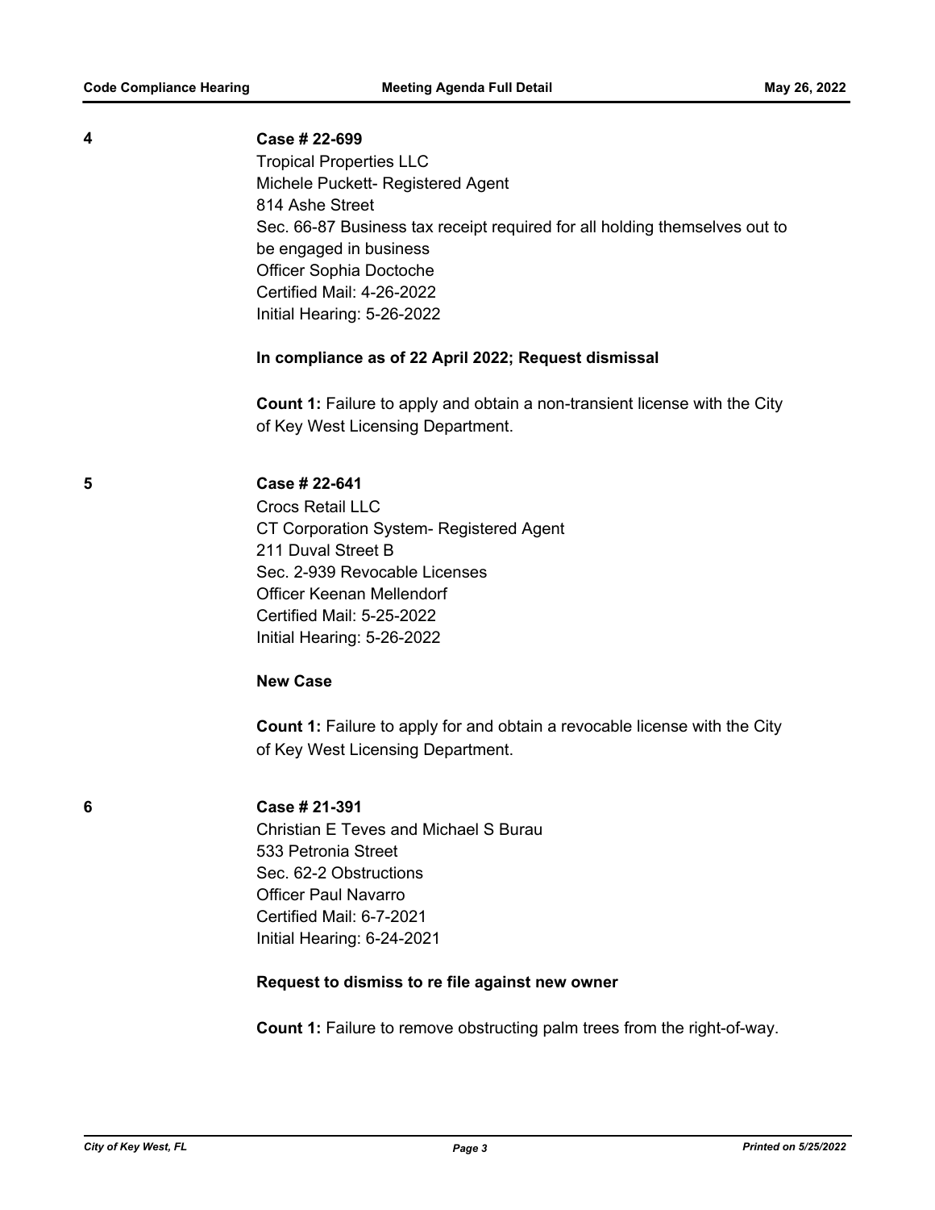**4**

**Case # 22-699**

Tropical Properties LLC
Michele Puckett- Registered Agent
814 Ashe Street
Sec. 66-87 Business tax receipt required for all holding themselves out to be engaged in business
Officer Sophia Doctoche
Certified Mail: 4-26-2022
Initial Hearing: 5-26-2022

**In compliance as of 22 April 2022; Request dismissal**

**Count 1:** Failure to apply and obtain a non-transient license with the City of Key West Licensing Department.

**5**

**Case # 22-641**

Crocs Retail LLC
CT Corporation System- Registered Agent
211 Duval Street B
Sec. 2-939 Revocable Licenses
Officer Keenan Mellendorf
Certified Mail: 5-25-2022
Initial Hearing: 5-26-2022

**New Case**

**Count 1:** Failure to apply for and obtain a revocable license with the City of Key West Licensing Department.

**6**

**Case # 21-391**

Christian E Teves and Michael S Burau
533 Petronia Street
Sec. 62-2 Obstructions
Officer Paul Navarro
Certified Mail: 6-7-2021
Initial Hearing: 6-24-2021

**Request to dismiss to re file against new owner**

**Count 1:** Failure to remove obstructing palm trees from the right-of-way.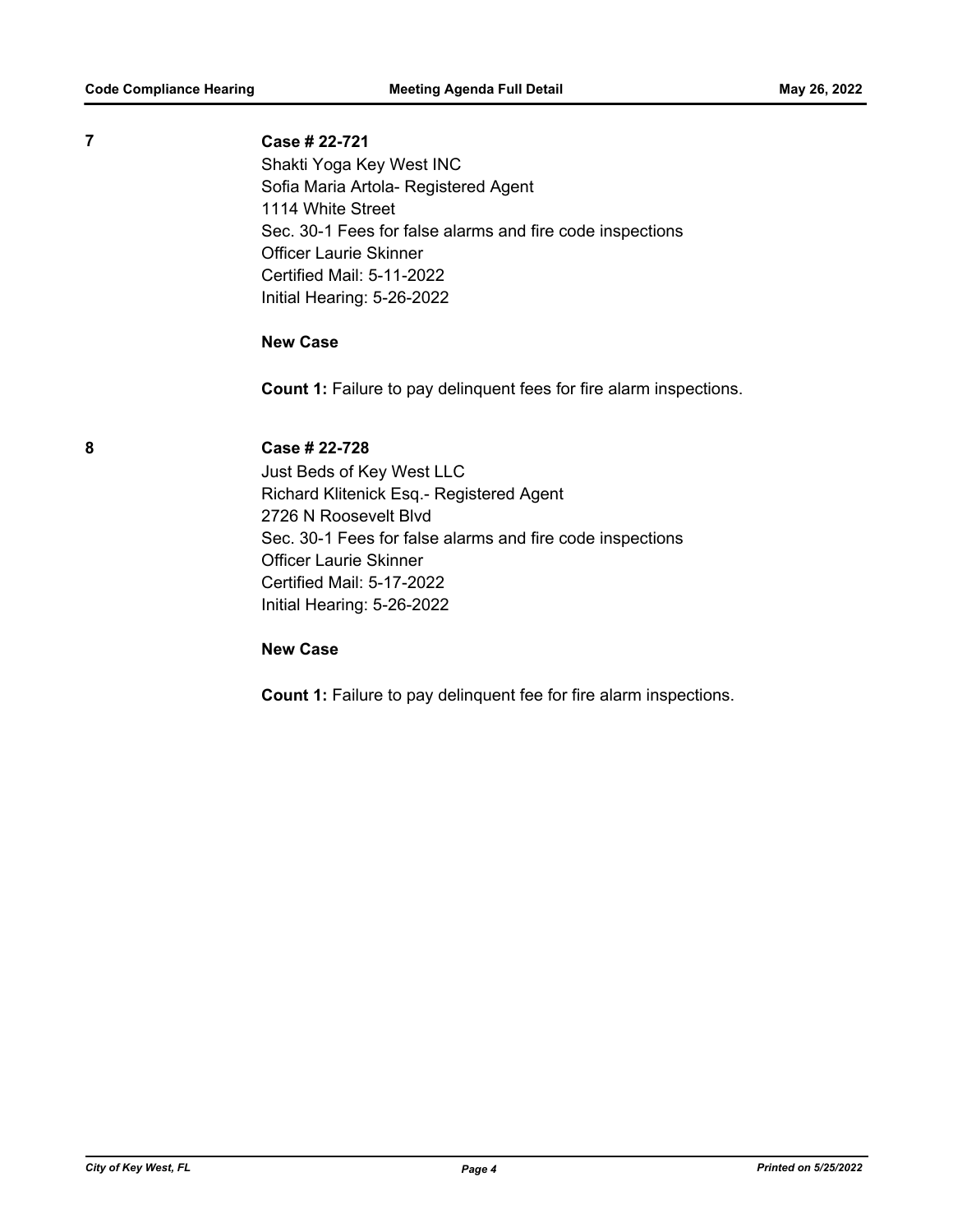**7**

**Case # 22-721**

Shakti Yoga Key West INC
Sofia Maria Artola- Registered Agent
1114 White Street
Sec. 30-1 Fees for false alarms and fire code inspections
Officer Laurie Skinner
Certified Mail: 5-11-2022
Initial Hearing: 5-26-2022

**New Case**

**Count 1:** Failure to pay delinquent fees for fire alarm inspections.

**8**

**Case # 22-728**

Just Beds of Key West LLC
Richard Klitenick Esq.- Registered Agent
2726 N Roosevelt Blvd
Sec. 30-1 Fees for false alarms and fire code inspections
Officer Laurie Skinner
Certified Mail: 5-17-2022
Initial Hearing: 5-26-2022

**New Case**

**Count 1:** Failure to pay delinquent fee for fire alarm inspections.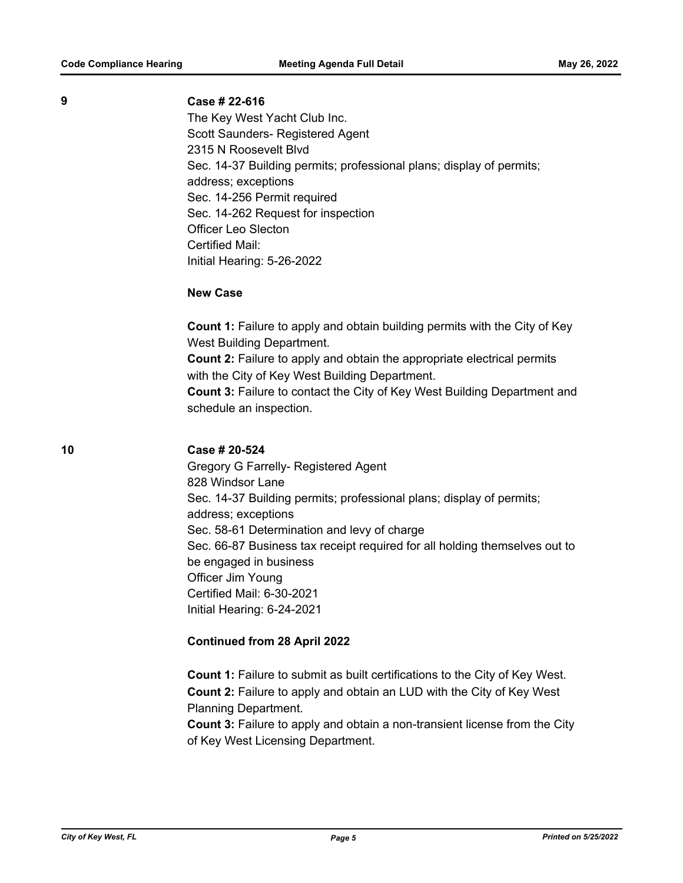**9**

**Case # 22-616**

The Key West Yacht Club Inc.
Scott Saunders- Registered Agent
2315 N Roosevelt Blvd
Sec. 14-37 Building permits; professional plans; display of permits; address; exceptions
Sec. 14-256 Permit required
Sec. 14-262 Request for inspection
Officer Leo Slecton
Certified Mail:
Initial Hearing: 5-26-2022

**New Case**

**Count 1:** Failure to apply and obtain building permits with the City of Key West Building Department.
**Count 2:** Failure to apply and obtain the appropriate electrical permits with the City of Key West Building Department.
**Count 3:** Failure to contact the City of Key West Building Department and schedule an inspection.

**10**

**Case # 20-524**

Gregory G Farrelly- Registered Agent
828 Windsor Lane
Sec. 14-37 Building permits; professional plans; display of permits; address; exceptions
Sec. 58-61 Determination and levy of charge
Sec. 66-87 Business tax receipt required for all holding themselves out to be engaged in business
Officer Jim Young
Certified Mail: 6-30-2021
Initial Hearing: 6-24-2021

**Continued from 28 April 2022**

**Count 1:** Failure to submit as built certifications to the City of Key West.
**Count 2:** Failure to apply and obtain an LUD with the City of Key West Planning Department.
**Count 3:** Failure to apply and obtain a non-transient license from the City of Key West Licensing Department.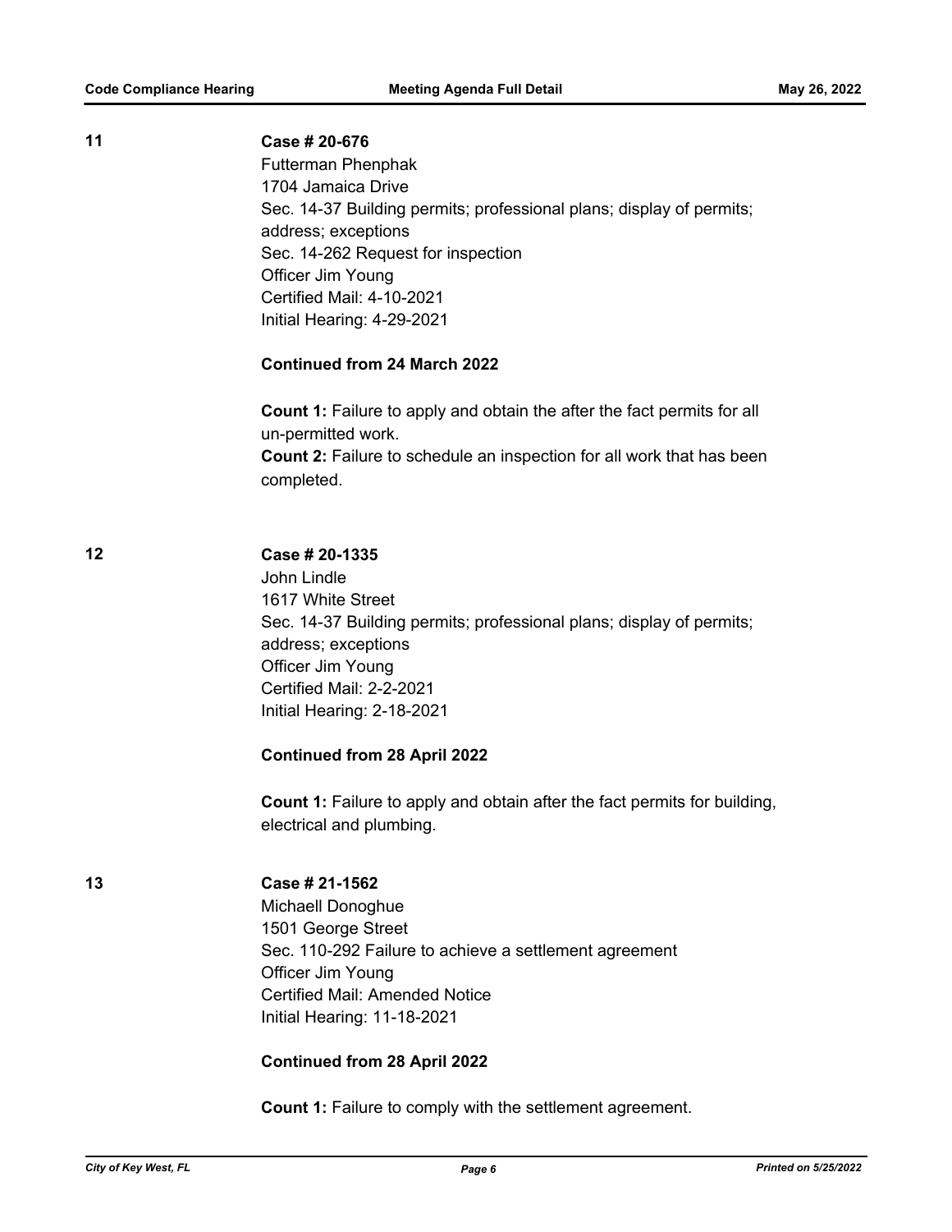**11**

**Case # 20-676**

Futterman Phenphak
1704 Jamaica Drive
Sec. 14-37 Building permits; professional plans; display of permits; address; exceptions
Sec. 14-262 Request for inspection
Officer Jim Young
Certified Mail: 4-10-2021
Initial Hearing: 4-29-2021

**Continued from 24 March 2022**

**Count 1:** Failure to apply and obtain the after the fact permits for all un-permitted work.
**Count 2:** Failure to schedule an inspection for all work that has been completed.

**12**

**Case # 20-1335**

John Lindle
1617 White Street
Sec. 14-37 Building permits; professional plans; display of permits; address; exceptions
Officer Jim Young
Certified Mail: 2-2-2021
Initial Hearing: 2-18-2021

**Continued from 28 April 2022**

**Count 1:** Failure to apply and obtain after the fact permits for building, electrical and plumbing.

**13**

**Case # 21-1562**

Michaell Donoghue
1501 George Street
Sec. 110-292 Failure to achieve a settlement agreement
Officer Jim Young
Certified Mail: Amended Notice
Initial Hearing: 11-18-2021

**Continued from 28 April 2022**

**Count 1:** Failure to comply with the settlement agreement.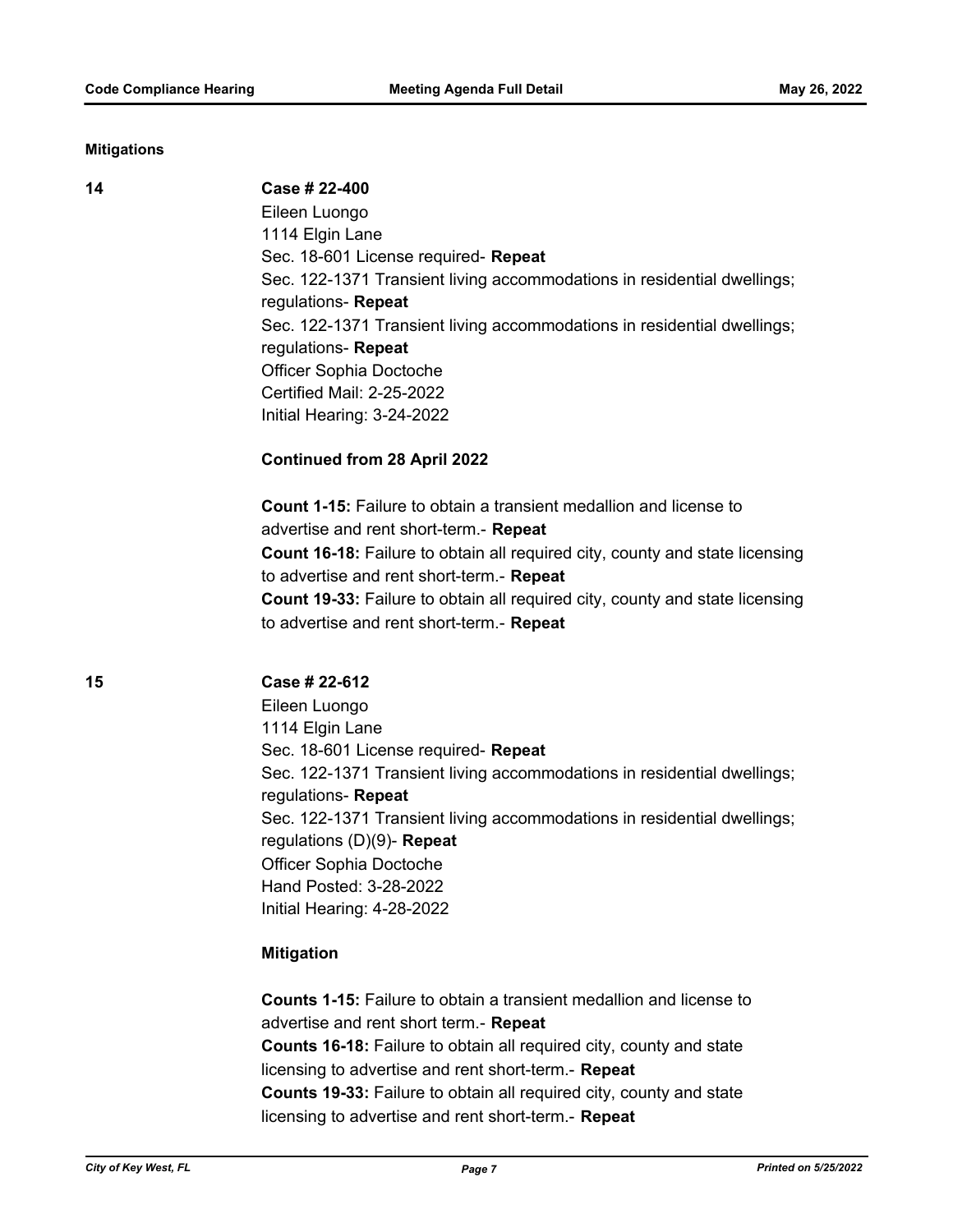### Mitigations

**14** **Case # 22-400**

Eileen Luongo
1114 Elgin Lane
Sec. 18-601 License required- **Repeat**
Sec. 122-1371 Transient living accommodations in residential dwellings; regulations- **Repeat**
Sec. 122-1371 Transient living accommodations in residential dwellings; regulations- **Repeat**
Officer Sophia Doctoche
Certified Mail: 2-25-2022
Initial Hearing: 3-24-2022

**Continued from 28 April 2022**

**Count 1-15:** Failure to obtain a transient medallion and license to advertise and rent short-term.- **Repeat**
**Count 16-18:** Failure to obtain all required city, county and state licensing to advertise and rent short-term.- **Repeat**
**Count 19-33:** Failure to obtain all required city, county and state licensing to advertise and rent short-term.- **Repeat**

**15** **Case # 22-612**

Eileen Luongo
1114 Elgin Lane
Sec. 18-601 License required- **Repeat**
Sec. 122-1371 Transient living accommodations in residential dwellings; regulations- **Repeat**
Sec. 122-1371 Transient living accommodations in residential dwellings; regulations (D)(9)- **Repeat**
Officer Sophia Doctoche
Hand Posted: 3-28-2022
Initial Hearing: 4-28-2022

**Mitigation**

**Counts 1-15:** Failure to obtain a transient medallion and license to advertise and rent short term.- **Repeat**
**Counts 16-18:** Failure to obtain all required city, county and state licensing to advertise and rent short-term.- **Repeat**
**Counts 19-33:** Failure to obtain all required city, county and state licensing to advertise and rent short-term.- **Repeat**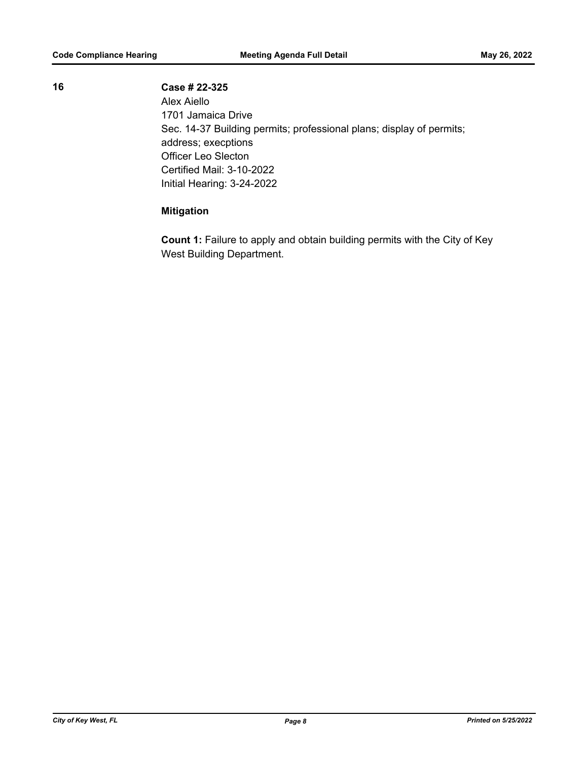**16**

**Case # 22-325**

Alex Aiello
1701 Jamaica Drive
Sec. 14-37 Building permits; professional plans; display of permits; address; execptions
Officer Leo Slecton
Certified Mail: 3-10-2022
Initial Hearing: 3-24-2022

**Mitigation**

**Count 1:** Failure to apply and obtain building permits with the City of Key West Building Department.